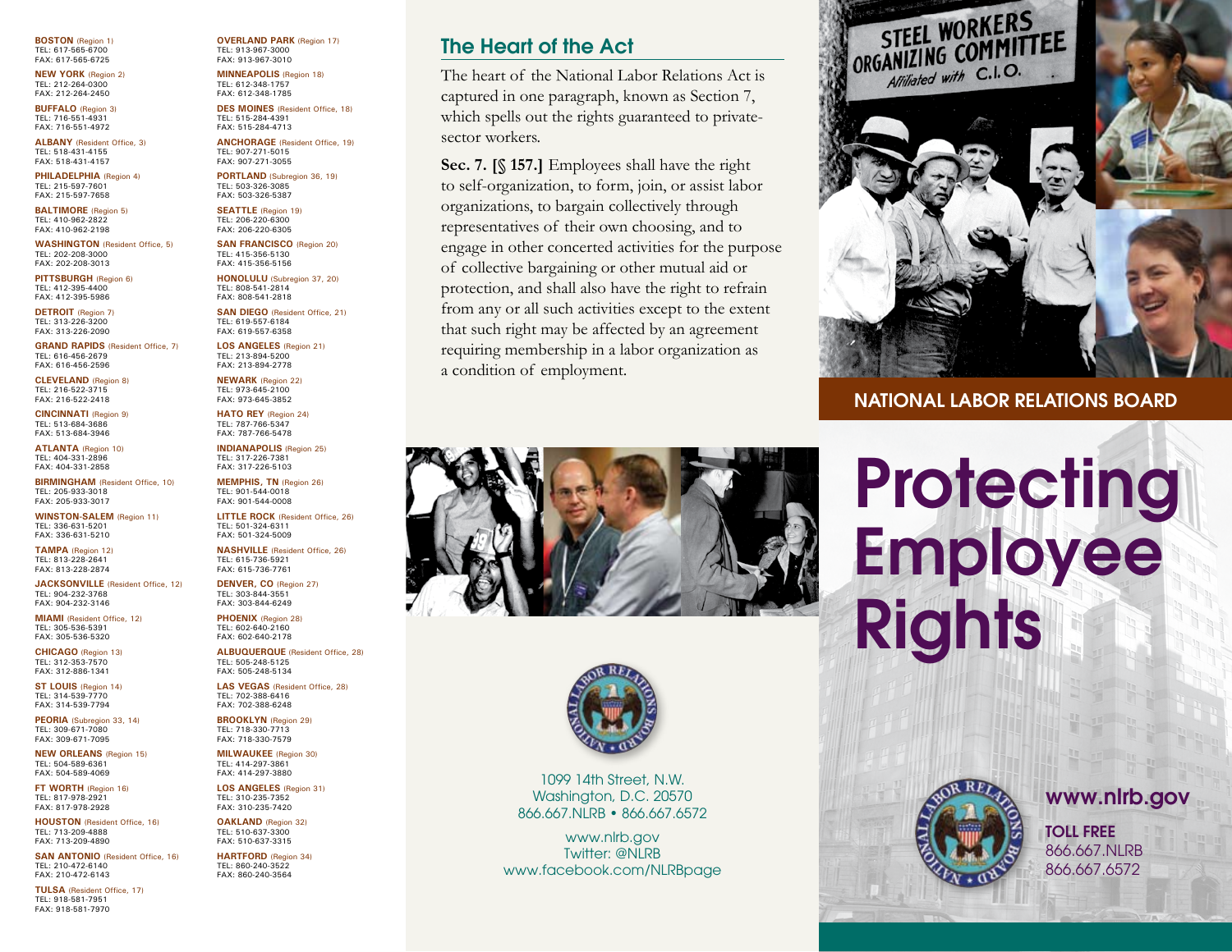**BOSTON** (Region 1)
TEL: 617-565-6700
FAX: 617-565-6725

**NEW YORK** (Region 2)
TEL: 212-264-0300
FAX: 212-264-2450

**BUFFALO** (Region 3)
TEL: 716-551-4931
FAX: 716-551-4972

**ALBANY** (Resident Office, 3)
TEL: 518-431-4155
FAX: 518-431-4157

**PHILADELPHIA** (Region 4)
TEL: 215-597-7601
FAX: 215-597-7658

**BALTIMORE** (Region 5)
TEL: 410-962-2822
FAX: 410-962-2198

**WASHINGTON** (Resident Office, 5)
TEL: 202-208-3000
FAX: 202-208-3013

**PITTSBURGH** (Region 6)
TEL: 412-395-4400
FAX: 412-395-5986

**DETROIT** (Region 7)
TEL: 313-226-3200
FAX: 313-226-2090

**GRAND RAPIDS** (Resident Office, 7)
TEL: 616-456-2679
FAX: 616-456-2596

**CLEVELAND** (Region 8)
TEL: 216-522-3715
FAX: 216-522-2418

**CINCINNATI** (Region 9)
TEL: 513-684-3686
FAX: 513-684-3946

**ATLANTA** (Region 10)
TEL: 404-331-2896
FAX: 404-331-2858

**BIRMINGHAM** (Resident Office, 10)
TEL: 205-933-3018
FAX: 205-933-3017

**WINSTON-SALEM** (Region 11)
TEL: 336-631-5201
FAX: 336-631-5210

**TAMPA** (Region 12)
TEL: 813-228-2641
FAX: 813-228-2874

**JACKSONVILLE** (Resident Office, 12)
TEL: 904-232-3768
FAX: 904-232-3146

**MIAMI** (Resident Office, 12)
TEL: 305-536-5391
FAX: 305-536-5320

**CHICAGO** (Region 13)
TEL: 312-353-7570
FAX: 312-886-1341

**ST LOUIS** (Region 14)
TEL: 314-539-7770
FAX: 314-539-7794

**PEORIA** (Subregion 33, 14)
TEL: 309-671-7080
FAX: 309-671-7095

**NEW ORLEANS** (Region 15)
TEL: 504-589-6361
FAX: 504-589-4069

**FT WORTH** (Region 16)
TEL: 817-978-2921
FAX: 817-978-2928

**HOUSTON** (Resident Office, 16)
TEL: 713-209-4888
FAX: 713-209-4890

**SAN ANTONIO** (Resident Office, 16)
TEL: 210-472-6140
FAX: 210-472-6143

**TULSA** (Resident Office, 17)
TEL: 918-581-7951
FAX: 918-581-7970

**OVERLAND PARK** (Region 17)
TEL: 913-967-3000
FAX: 913-967-3010

**MINNEAPOLIS** (Region 18)
TEL: 612-348-1757
FAX: 612-348-1785

**DES MOINES** (Resident Office, 18)
TEL: 515-284-4391
FAX: 515-284-4713

**ANCHORAGE** (Resident Office, 19)
TEL: 907-271-5015
FAX: 907-271-3055

**PORTLAND** (Subregion 36, 19)
TEL: 503-326-3085
FAX: 503-326-5387

**SEATTLE** (Region 19)
TEL: 206-220-6300
FAX: 206-220-6305

**SAN FRANCISCO** (Region 20)
TEL: 415-356-5130
FAX: 415-356-5156

**HONOLULU** (Subregion 37, 20)
TEL: 808-541-2814
FAX: 808-541-2818

**SAN DIEGO** (Resident Office, 21)
TEL: 619-557-6184
FAX: 619-557-6358

**LOS ANGELES** (Region 21)
TEL: 213-894-5200
FAX: 213-894-2778

**NEWARK** (Region 22)
TEL: 973-645-2100
FAX: 973-645-3852

**HATO REY** (Region 24)
TEL: 787-766-5347
FAX: 787-766-5478

**INDIANAPOLIS** (Region 25)
TEL: 317-226-7381
FAX: 317-226-5103

**MEMPHIS, TN** (Region 26)
TEL: 901-544-0018
FAX: 901-544-0008

**LITTLE ROCK** (Resident Office, 26)
TEL: 501-324-6311
FAX: 501-324-5009

**NASHVILLE** (Resident Office, 26)
TEL: 615-736-5921
FAX: 615-736-7761

**DENVER, CO** (Region 27)
TEL: 303-844-3551
FAX: 303-844-6249

**PHOENIX** (Region 28)
TEL: 602-640-2160
FAX: 602-640-2178

**ALBUQUERQUE** (Resident Office, 28)
TEL: 505-248-5125
FAX: 505-248-5134

**LAS VEGAS** (Resident Office, 28)
TEL: 702-388-6416
FAX: 702-388-6248

**BROOKLYN** (Region 29)
TEL: 718-330-7713
FAX: 718-330-7579

**MILWAUKEE** (Region 30)
TEL: 414-297-3861
FAX: 414-297-3880

**LOS ANGELES** (Region 31)
TEL: 310-235-7352
FAX: 310-235-7420

**OAKLAND** (Region 32)
TEL: 510-637-3300
FAX: 510-637-3315

**HARTFORD** (Region 34)
TEL: 860-240-3522
FAX: 860-240-3564

## The Heart of the Act

The heart of the National Labor Relations Act is captured in one paragraph, known as Section 7, which spells out the rights guaranteed to private-sector workers.

**Sec. 7. [§ 157.]** Employees shall have the right to self-organization, to form, join, or assist labor organizations, to bargain collectively through representatives of their own choosing, and to engage in other concerted activities for the purpose of collective bargaining or other mutual aid or protection, and shall also have the right to refrain from any or all such activities except to the extent that such right may be affected by an agreement requiring membership in a labor organization as a condition of employment.

1099 14th Street, N.W.
Washington, D.C. 20570
866.667.NLRB • 866.667.6572

www.nlrb.gov
Twitter: @NLRB
www.facebook.com/NLRBpage

**NATIONAL LABOR RELATIONS BOARD**

# Protecting Employee Rights

**www.nlrb.gov**

**TOLL FREE**
866.667.NLRB
866.667.6572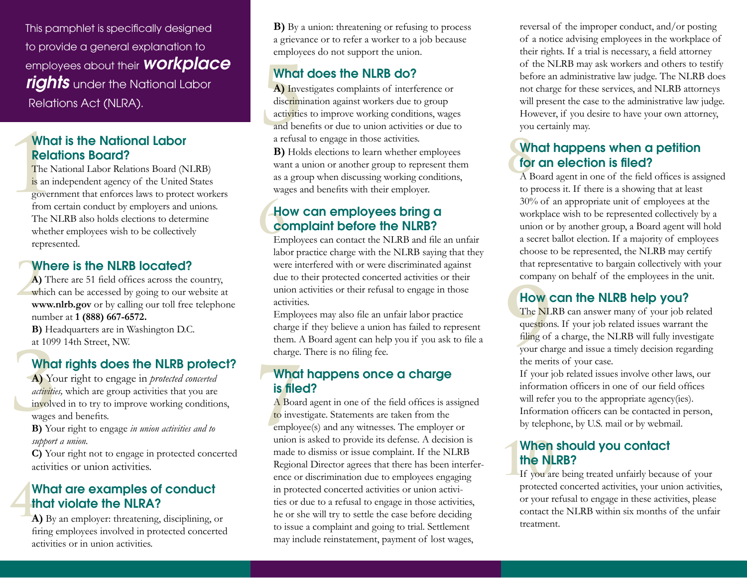This pamphlet is specifically designed to provide a general explanation to employees about their ***workplace rights*** under the National Labor Relations Act (NLRA).

## 1 What is the National Labor Relations Board?

The National Labor Relations Board (NLRB) is an independent agency of the United States government that enforces laws to protect workers from certain conduct by employers and unions. The NLRB also holds elections to determine whether employees wish to be collectively represented.

## 2 Where is the NLRB located?

**A)** There are 51 field offices across the country, which can be accessed by going to our website at **www.nlrb.gov** or by calling our toll free telephone number at **1 (888) 667-6572.**

**B)** Headquarters are in Washington D.C. at 1099 14th Street, NW.

## 3 What rights does the NLRB protect?

**A)** Your right to engage in *protected concerted activities,* which are group activities that you are involved in to try to improve working conditions, wages and benefits.

**B)** Your right to engage *in union activities and to support a union.*

**C)** Your right not to engage in protected concerted activities or union activities.

## 4 What are examples of conduct that violate the NLRA?

**A)** By an employer: threatening, disciplining, or firing employees involved in protected concerted activities or in union activities.

**B)** By a union: threatening or refusing to process a grievance or to refer a worker to a job because employees do not support the union.

## 5 What does the NLRB do?

**A)** Investigates complaints of interference or discrimination against workers due to group activities to improve working conditions, wages and benefits or due to union activities or due to a refusal to engage in those activities.

**B)** Holds elections to learn whether employees want a union or another group to represent them as a group when discussing working conditions, wages and benefits with their employer.

## 6 How can employees bring a complaint before the NLRB?

Employees can contact the NLRB and file an unfair labor practice charge with the NLRB saying that they were interfered with or were discriminated against due to their protected concerted activities or their union activities or their refusal to engage in those activities.

Employees may also file an unfair labor practice charge if they believe a union has failed to represent them. A Board agent can help you if you ask to file a charge. There is no filing fee.

## 7 What happens once a charge is filed?

A Board agent in one of the field offices is assigned to investigate. Statements are taken from the employee(s) and any witnesses. The employer or union is asked to provide its defense. A decision is made to dismiss or issue complaint. If the NLRB Regional Director agrees that there has been interference or discrimination due to employees engaging in protected concerted activities or union activities or due to a refusal to engage in those activities, he or she will try to settle the case before deciding to issue a complaint and going to trial. Settlement may include reinstatement, payment of lost wages, reversal of the improper conduct, and/or posting of a notice advising employees in the workplace of their rights. If a trial is necessary, a field attorney of the NLRB may ask workers and others to testify before an administrative law judge. The NLRB does not charge for these services, and NLRB attorneys will present the case to the administrative law judge. However, if you desire to have your own attorney, you certainly may.

## 8 What happens when a petition for an election is filed?

A Board agent in one of the field offices is assigned to process it. If there is a showing that at least 30% of an appropriate unit of employees at the workplace wish to be represented collectively by a union or by another group, a Board agent will hold a secret ballot election. If a majority of employees choose to be represented, the NLRB may certify that representative to bargain collectively with your company on behalf of the employees in the unit.

## 9 How can the NLRB help you?

The NLRB can answer many of your job related questions. If your job related issues warrant the filing of a charge, the NLRB will fully investigate your charge and issue a timely decision regarding the merits of your case.

If your job related issues involve other laws, our information officers in one of our field offices will refer you to the appropriate agency(ies). Information officers can be contacted in person, by telephone, by U.S. mail or by webmail.

## 10 When should you contact the NLRB?

If you are being treated unfairly because of your protected concerted activities, your union activities, or your refusal to engage in these activities, please contact the NLRB within six months of the unfair treatment.